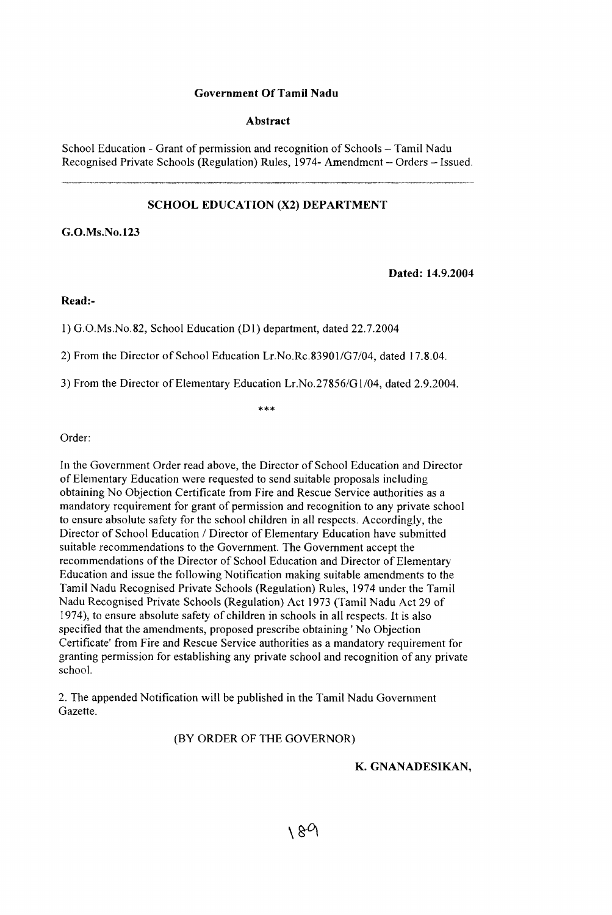**Government Of Tamil Nadu**

**Abstract**

School Education - Grant of permission and recognition of Schools – Tamil Nadu Recognised Private Schools (Regulation) Rules, 1974- Amendment – Orders – Issued.

---

**SCHOOL EDUCATION (X2) DEPARTMENT**

**G.O.Ms.No.123**

**Dated: 14.9.2004**

**Read:-**

1) G.O.Ms.No.82, School Education (D1) department, dated 22.7.2004

2) From the Director of School Education Lr.No.Rc.83901/G7/04, dated 17.8.04.

3) From the Director of Elementary Education Lr.No.27856/G1/04, dated 2.9.2004.

***

Order:

In the Government Order read above, the Director of School Education and Director of Elementary Education were requested to send suitable proposals including obtaining No Objection Certificate from Fire and Rescue Service authorities as a mandatory requirement for grant of permission and recognition to any private school to ensure absolute safety for the school children in all respects. Accordingly, the Director of School Education / Director of Elementary Education have submitted suitable recommendations to the Government. The Government accept the recommendations of the Director of School Education and Director of Elementary Education and issue the following Notification making suitable amendments to the Tamil Nadu Recognised Private Schools (Regulation) Rules, 1974 under the Tamil Nadu Recognised Private Schools (Regulation) Act 1973 (Tamil Nadu Act 29 of 1974), to ensure absolute safety of children in schools in all respects. It is also specified that the amendments, proposed prescribe obtaining ' No Objection Certificate' from Fire and Rescue Service authorities as a mandatory requirement for granting permission for establishing any private school and recognition of any private school.

2. The appended Notification will be published in the Tamil Nadu Government Gazette.

(BY ORDER OF THE GOVERNOR)

**K. GNANADESIKAN,**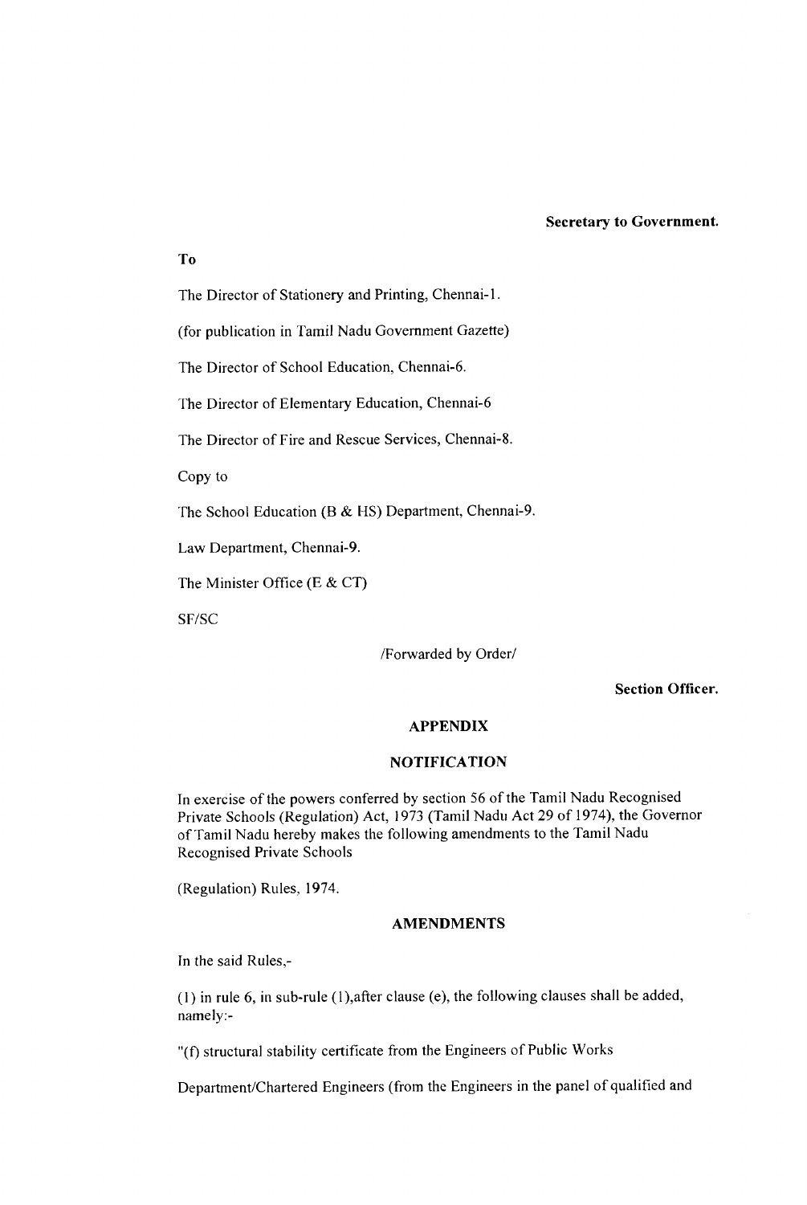**Secretary to Government.**

**To**

The Director of Stationery and Printing, Chennai-1.

(for publication in Tamil Nadu Government Gazette)

The Director of School Education, Chennai-6.

The Director of Elementary Education, Chennai-6

The Director of Fire and Rescue Services, Chennai-8.

Copy to

The School Education (B & HS) Department, Chennai-9.

Law Department, Chennai-9.

The Minister Office (E & CT)

SF/SC

/Forwarded by Order/

**Section Officer.**

## APPENDIX

## NOTIFICATION

In exercise of the powers conferred by section 56 of the Tamil Nadu Recognised Private Schools (Regulation) Act, 1973 (Tamil Nadu Act 29 of 1974), the Governor of Tamil Nadu hereby makes the following amendments to the Tamil Nadu Recognised Private Schools

(Regulation) Rules, 1974.

## AMENDMENTS

In the said Rules,-

(1) in rule 6, in sub-rule (1),after clause (e), the following clauses shall be added, namely:-

"(f) structural stability certificate from the Engineers of Public Works

Department/Chartered Engineers (from the Engineers in the panel of qualified and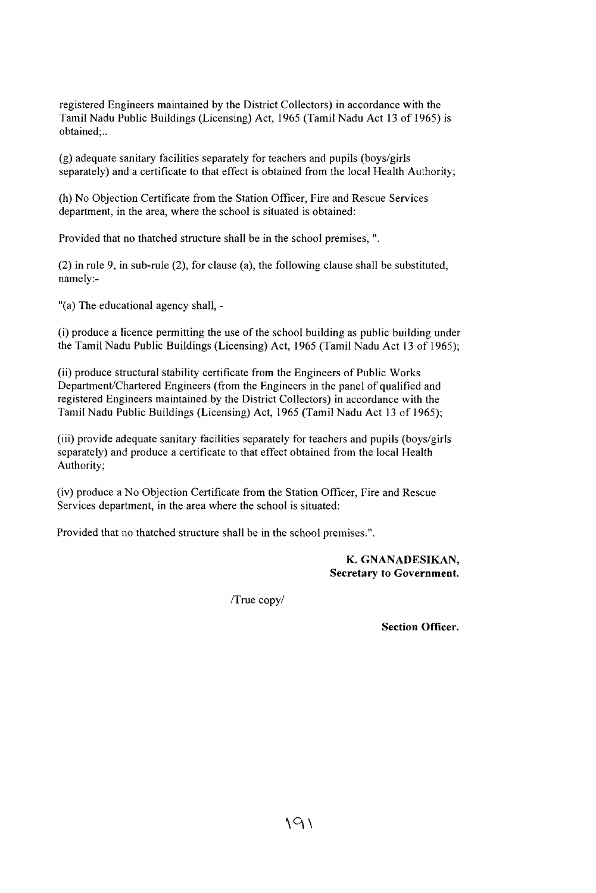registered Engineers maintained by the District Collectors) in accordance with the Tamil Nadu Public Buildings (Licensing) Act, 1965 (Tamil Nadu Act 13 of 1965) is obtained;..

(g) adequate sanitary facilities separately for teachers and pupils (boys/girls separately) and a certificate to that effect is obtained from the local Health Authority;

(h) No Objection Certificate from the Station Officer, Fire and Rescue Services department, in the area, where the school is situated is obtained:

Provided that no thatched structure shall be in the school premises, ".

(2) in rule 9, in sub-rule (2), for clause (a), the following clause shall be substituted, namely:-

"(a) The educational agency shall, -

(i) produce a licence permitting the use of the school building as public building under the Tamil Nadu Public Buildings (Licensing) Act, 1965 (Tamil Nadu Act 13 of 1965);

(ii) produce structural stability certificate from the Engineers of Public Works Department/Chartered Engineers (from the Engineers in the panel of qualified and registered Engineers maintained by the District Collectors) in accordance with the Tamil Nadu Public Buildings (Licensing) Act, 1965 (Tamil Nadu Act 13 of 1965);

(iii) provide adequate sanitary facilities separately for teachers and pupils (boys/girls separately) and produce a certificate to that effect obtained from the local Health Authority;

(iv) produce a No Objection Certificate from the Station Officer, Fire and Rescue Services department, in the area where the school is situated:

Provided that no thatched structure shall be in the school premises.".

**K. GNANADESIKAN,**
**Secretary to Government.**

/True copy/

**Section Officer.**